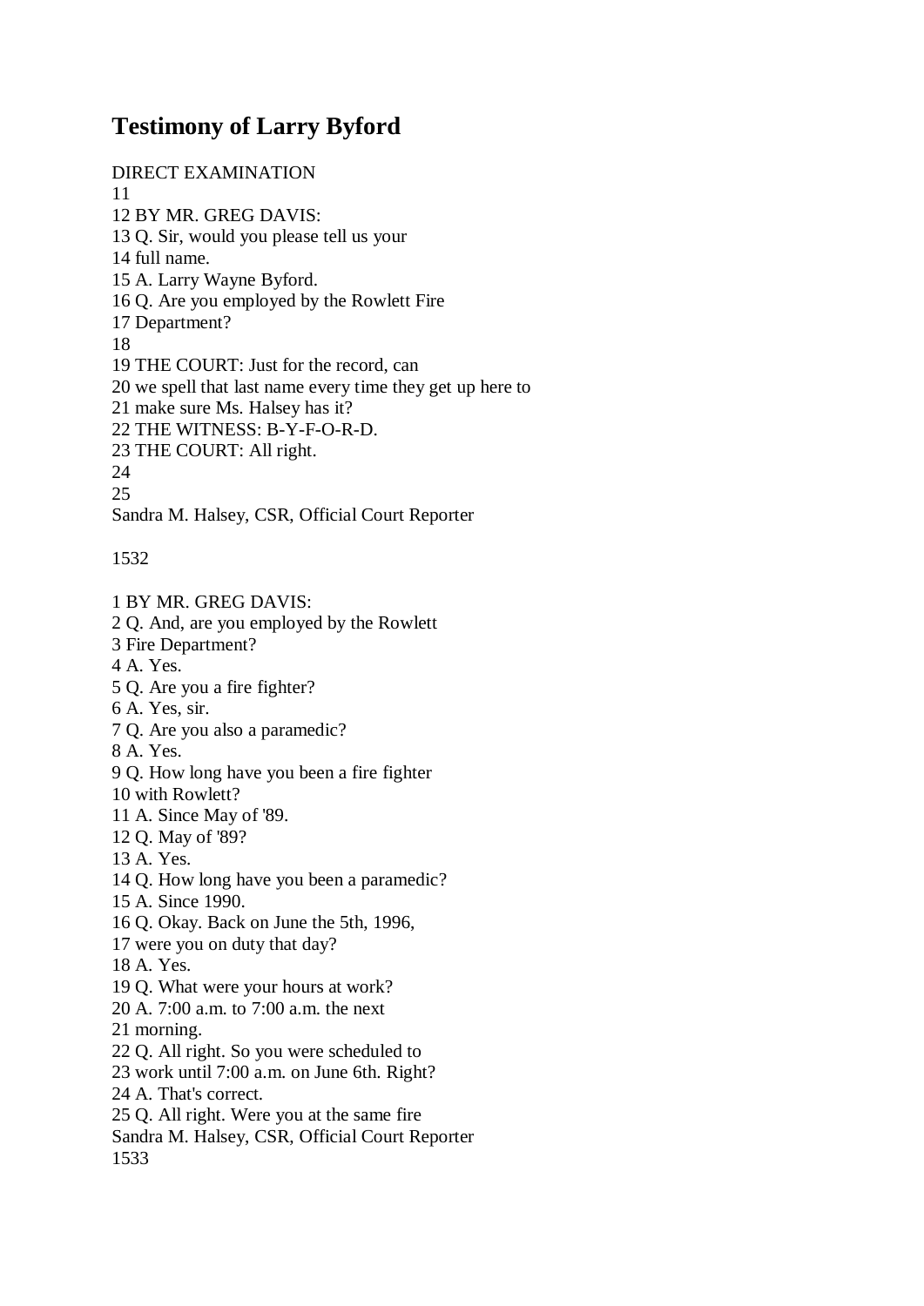# Testimony of Larry Byford

DIRECT EXAMINATION
11
12 BY MR. GREG DAVIS:
13 Q. Sir, would you please tell us your
14 full name.
15 A. Larry Wayne Byford.
16 Q. Are you employed by the Rowlett Fire
17 Department?
18
19 THE COURT: Just for the record, can
20 we spell that last name every time they get up here to
21 make sure Ms. Halsey has it?
22 THE WITNESS: B-Y-F-O-R-D.
23 THE COURT: All right.
24
25
Sandra M. Halsey, CSR, Official Court Reporter

1532

1 BY MR. GREG DAVIS:
2 Q. And, are you employed by the Rowlett
3 Fire Department?
4 A. Yes.
5 Q. Are you a fire fighter?
6 A. Yes, sir.
7 Q. Are you also a paramedic?
8 A. Yes.
9 Q. How long have you been a fire fighter
10 with Rowlett?
11 A. Since May of '89.
12 Q. May of '89?
13 A. Yes.
14 Q. How long have you been a paramedic?
15 A. Since 1990.
16 Q. Okay. Back on June the 5th, 1996,
17 were you on duty that day?
18 A. Yes.
19 Q. What were your hours at work?
20 A. 7:00 a.m. to 7:00 a.m. the next
21 morning.
22 Q. All right. So you were scheduled to
23 work until 7:00 a.m. on June 6th. Right?
24 A. That's correct.
25 Q. All right. Were you at the same fire
Sandra M. Halsey, CSR, Official Court Reporter
1533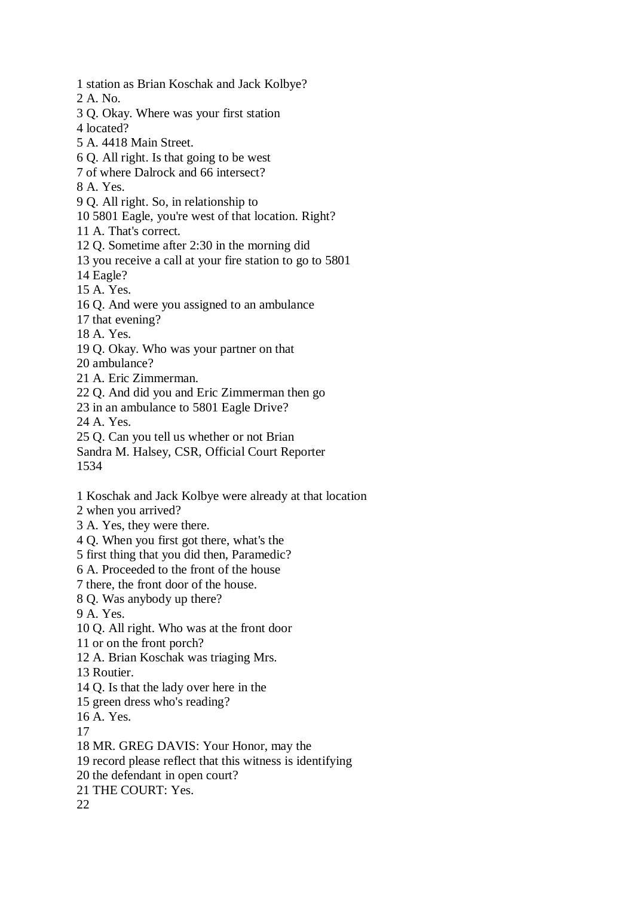1 station as Brian Koschak and Jack Kolbye?
2 A. No.
3 Q. Okay. Where was your first station
4 located?
5 A. 4418 Main Street.
6 Q. All right. Is that going to be west
7 of where Dalrock and 66 intersect?
8 A. Yes.
9 Q. All right. So, in relationship to
10 5801 Eagle, you're west of that location. Right?
11 A. That's correct.
12 Q. Sometime after 2:30 in the morning did
13 you receive a call at your fire station to go to 5801
14 Eagle?
15 A. Yes.
16 Q. And were you assigned to an ambulance
17 that evening?
18 A. Yes.
19 Q. Okay. Who was your partner on that
20 ambulance?
21 A. Eric Zimmerman.
22 Q. And did you and Eric Zimmerman then go
23 in an ambulance to 5801 Eagle Drive?
24 A. Yes.
25 Q. Can you tell us whether or not Brian
Sandra M. Halsey, CSR, Official Court Reporter
1534

1 Koschak and Jack Kolbye were already at that location
2 when you arrived?
3 A. Yes, they were there.
4 Q. When you first got there, what's the
5 first thing that you did then, Paramedic?
6 A. Proceeded to the front of the house
7 there, the front door of the house.
8 Q. Was anybody up there?
9 A. Yes.
10 Q. All right. Who was at the front door
11 or on the front porch?
12 A. Brian Koschak was triaging Mrs.
13 Routier.
14 Q. Is that the lady over here in the
15 green dress who's reading?
16 A. Yes.
17
18 MR. GREG DAVIS: Your Honor, may the
19 record please reflect that this witness is identifying
20 the defendant in open court?
21 THE COURT: Yes.
22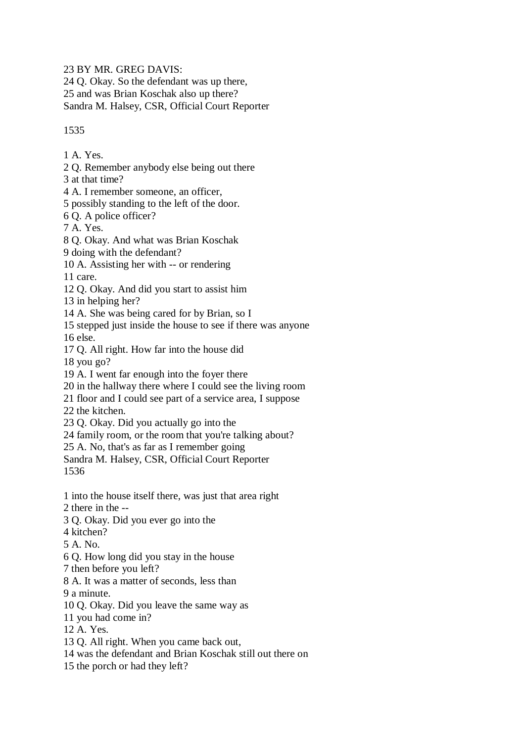23 BY MR. GREG DAVIS:
24 Q. Okay. So the defendant was up there,
25 and was Brian Koschak also up there?

1 A. Yes.
2 Q. Remember anybody else being out there
3 at that time?
4 A. I remember someone, an officer,
5 possibly standing to the left of the door.
6 Q. A police officer?
7 A. Yes.
8 Q. Okay. And what was Brian Koschak
9 doing with the defendant?
10 A. Assisting her with -- or rendering
11 care.
12 Q. Okay. And did you start to assist him
13 in helping her?
14 A. She was being cared for by Brian, so I
15 stepped just inside the house to see if there was anyone
16 else.
17 Q. All right. How far into the house did
18 you go?
19 A. I went far enough into the foyer there
20 in the hallway there where I could see the living room
21 floor and I could see part of a service area, I suppose
22 the kitchen.
23 Q. Okay. Did you actually go into the
24 family room, or the room that you're talking about?
25 A. No, that's as far as I remember going

1 into the house itself there, was just that area right
2 there in the --
3 Q. Okay. Did you ever go into the
4 kitchen?
5 A. No.
6 Q. How long did you stay in the house
7 then before you left?
8 A. It was a matter of seconds, less than
9 a minute.
10 Q. Okay. Did you leave the same way as
11 you had come in?
12 A. Yes.
13 Q. All right. When you came back out,
14 was the defendant and Brian Koschak still out there on
15 the porch or had they left?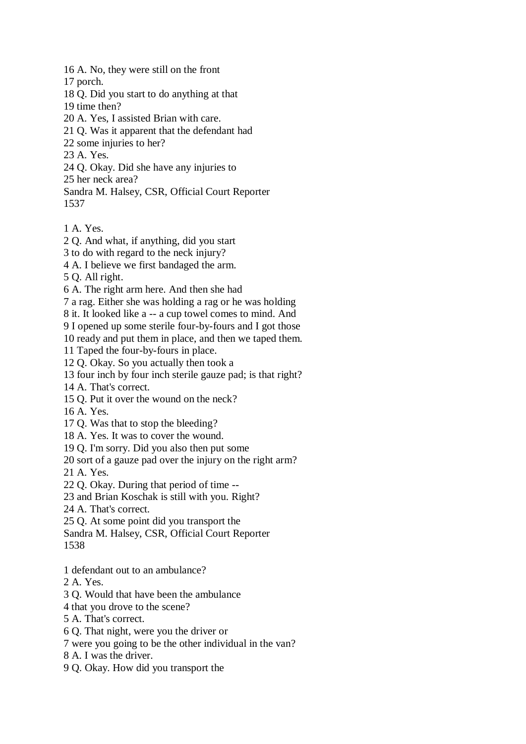16 A. No, they were still on the front
17 porch.
18 Q. Did you start to do anything at that
19 time then?
20 A. Yes, I assisted Brian with care.
21 Q. Was it apparent that the defendant had
22 some injuries to her?
23 A. Yes.
24 Q. Okay. Did she have any injuries to
25 her neck area?

1 A. Yes.
2 Q. And what, if anything, did you start
3 to do with regard to the neck injury?
4 A. I believe we first bandaged the arm.
5 Q. All right.
6 A. The right arm here. And then she had
7 a rag. Either she was holding a rag or he was holding
8 it. It looked like a -- a cup towel comes to mind. And
9 I opened up some sterile four-by-fours and I got those
10 ready and put them in place, and then we taped them.
11 Taped the four-by-fours in place.
12 Q. Okay. So you actually then took a
13 four inch by four inch sterile gauze pad; is that right?
14 A. That's correct.
15 Q. Put it over the wound on the neck?
16 A. Yes.
17 Q. Was that to stop the bleeding?
18 A. Yes. It was to cover the wound.
19 Q. I'm sorry. Did you also then put some
20 sort of a gauze pad over the injury on the right arm?
21 A. Yes.
22 Q. Okay. During that period of time --
23 and Brian Koschak is still with you. Right?
24 A. That's correct.
25 Q. At some point did you transport the

1 defendant out to an ambulance?
2 A. Yes.
3 Q. Would that have been the ambulance
4 that you drove to the scene?
5 A. That's correct.
6 Q. That night, were you the driver or
7 were you going to be the other individual in the van?
8 A. I was the driver.
9 Q. Okay. How did you transport the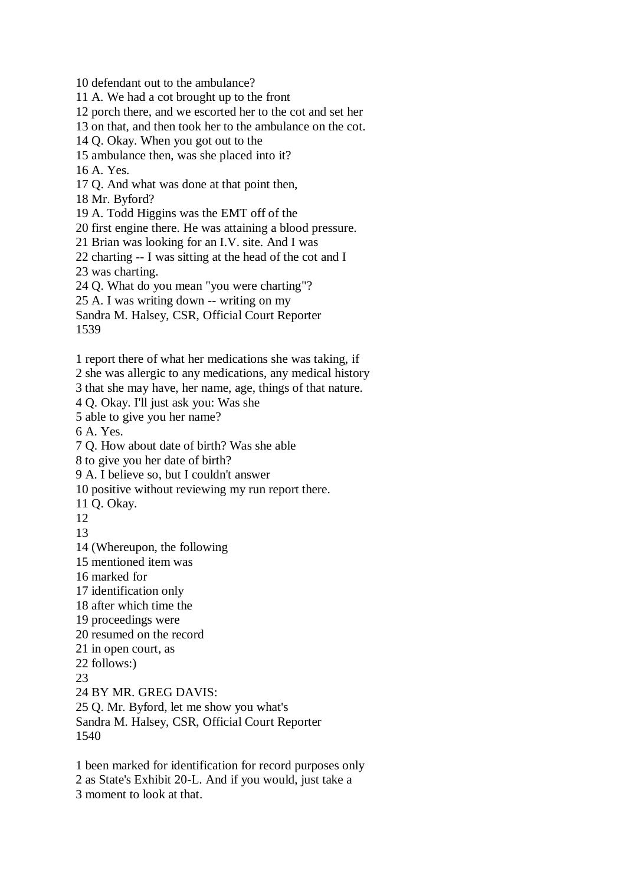10 defendant out to the ambulance?
11 A. We had a cot brought up to the front
12 porch there, and we escorted her to the cot and set her
13 on that, and then took her to the ambulance on the cot.
14 Q. Okay. When you got out to the
15 ambulance then, was she placed into it?
16 A. Yes.
17 Q. And what was done at that point then,
18 Mr. Byford?
19 A. Todd Higgins was the EMT off of the
20 first engine there. He was attaining a blood pressure.
21 Brian was looking for an I.V. site. And I was
22 charting -- I was sitting at the head of the cot and I
23 was charting.
24 Q. What do you mean "you were charting"?
25 A. I was writing down -- writing on my
Sandra M. Halsey, CSR, Official Court Reporter
1539

1 report there of what her medications she was taking, if
2 she was allergic to any medications, any medical history
3 that she may have, her name, age, things of that nature.
4 Q. Okay. I'll just ask you: Was she
5 able to give you her name?
6 A. Yes.
7 Q. How about date of birth? Was she able
8 to give you her date of birth?
9 A. I believe so, but I couldn't answer
10 positive without reviewing my run report there.
11 Q. Okay.
12
13
14 (Whereupon, the following
15 mentioned item was
16 marked for
17 identification only
18 after which time the
19 proceedings were
20 resumed on the record
21 in open court, as
22 follows:)
23
24 BY MR. GREG DAVIS:
25 Q. Mr. Byford, let me show you what's
Sandra M. Halsey, CSR, Official Court Reporter
1540

1 been marked for identification for record purposes only
2 as State's Exhibit 20-L. And if you would, just take a
3 moment to look at that.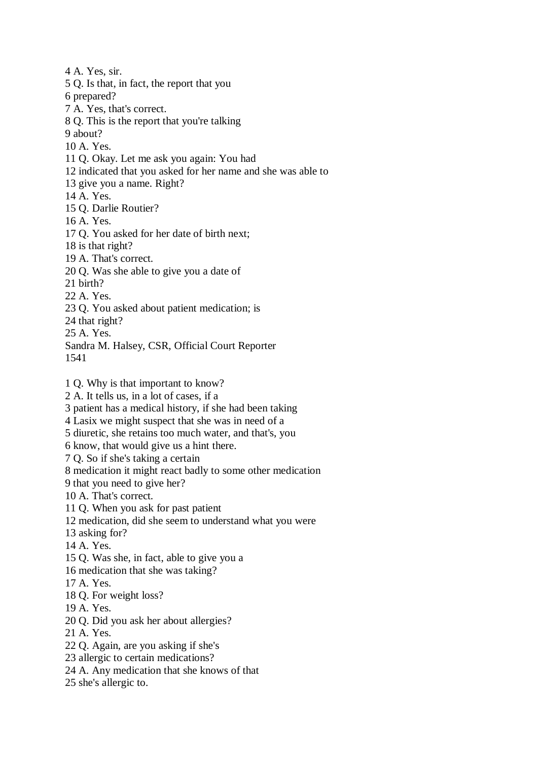4 A. Yes, sir.
5 Q. Is that, in fact, the report that you
6 prepared?
7 A. Yes, that's correct.
8 Q. This is the report that you're talking
9 about?
10 A. Yes.
11 Q. Okay. Let me ask you again: You had
12 indicated that you asked for her name and she was able to
13 give you a name. Right?
14 A. Yes.
15 Q. Darlie Routier?
16 A. Yes.
17 Q. You asked for her date of birth next;
18 is that right?
19 A. That's correct.
20 Q. Was she able to give you a date of
21 birth?
22 A. Yes.
23 Q. You asked about patient medication; is
24 that right?
25 A. Yes.

1 Q. Why is that important to know?
2 A. It tells us, in a lot of cases, if a
3 patient has a medical history, if she had been taking
4 Lasix we might suspect that she was in need of a
5 diuretic, she retains too much water, and that's, you
6 know, that would give us a hint there.
7 Q. So if she's taking a certain
8 medication it might react badly to some other medication
9 that you need to give her?
10 A. That's correct.
11 Q. When you ask for past patient
12 medication, did she seem to understand what you were
13 asking for?
14 A. Yes.
15 Q. Was she, in fact, able to give you a
16 medication that she was taking?
17 A. Yes.
18 Q. For weight loss?
19 A. Yes.
20 Q. Did you ask her about allergies?
21 A. Yes.
22 Q. Again, are you asking if she's
23 allergic to certain medications?
24 A. Any medication that she knows of that
25 she's allergic to.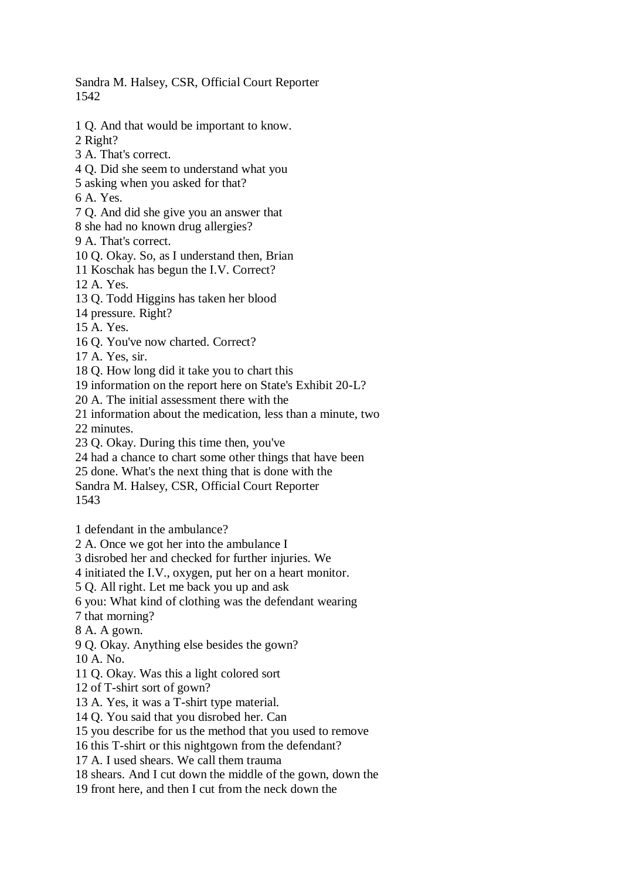1 Q. And that would be important to know.
2 Right?
3 A. That's correct.
4 Q. Did she seem to understand what you
5 asking when you asked for that?
6 A. Yes.
7 Q. And did she give you an answer that
8 she had no known drug allergies?
9 A. That's correct.
10 Q. Okay. So, as I understand then, Brian
11 Koschak has begun the I.V. Correct?
12 A. Yes.
13 Q. Todd Higgins has taken her blood
14 pressure. Right?
15 A. Yes.
16 Q. You've now charted. Correct?
17 A. Yes, sir.
18 Q. How long did it take you to chart this
19 information on the report here on State's Exhibit 20-L?
20 A. The initial assessment there with the
21 information about the medication, less than a minute, two
22 minutes.
23 Q. Okay. During this time then, you've
24 had a chance to chart some other things that have been
25 done. What's the next thing that is done with the

1 defendant in the ambulance?
2 A. Once we got her into the ambulance I
3 disrobed her and checked for further injuries. We
4 initiated the I.V., oxygen, put her on a heart monitor.
5 Q. All right. Let me back you up and ask
6 you: What kind of clothing was the defendant wearing
7 that morning?
8 A. A gown.
9 Q. Okay. Anything else besides the gown?
10 A. No.
11 Q. Okay. Was this a light colored sort
12 of T-shirt sort of gown?
13 A. Yes, it was a T-shirt type material.
14 Q. You said that you disrobed her. Can
15 you describe for us the method that you used to remove
16 this T-shirt or this nightgown from the defendant?
17 A. I used shears. We call them trauma
18 shears. And I cut down the middle of the gown, down the
19 front here, and then I cut from the neck down the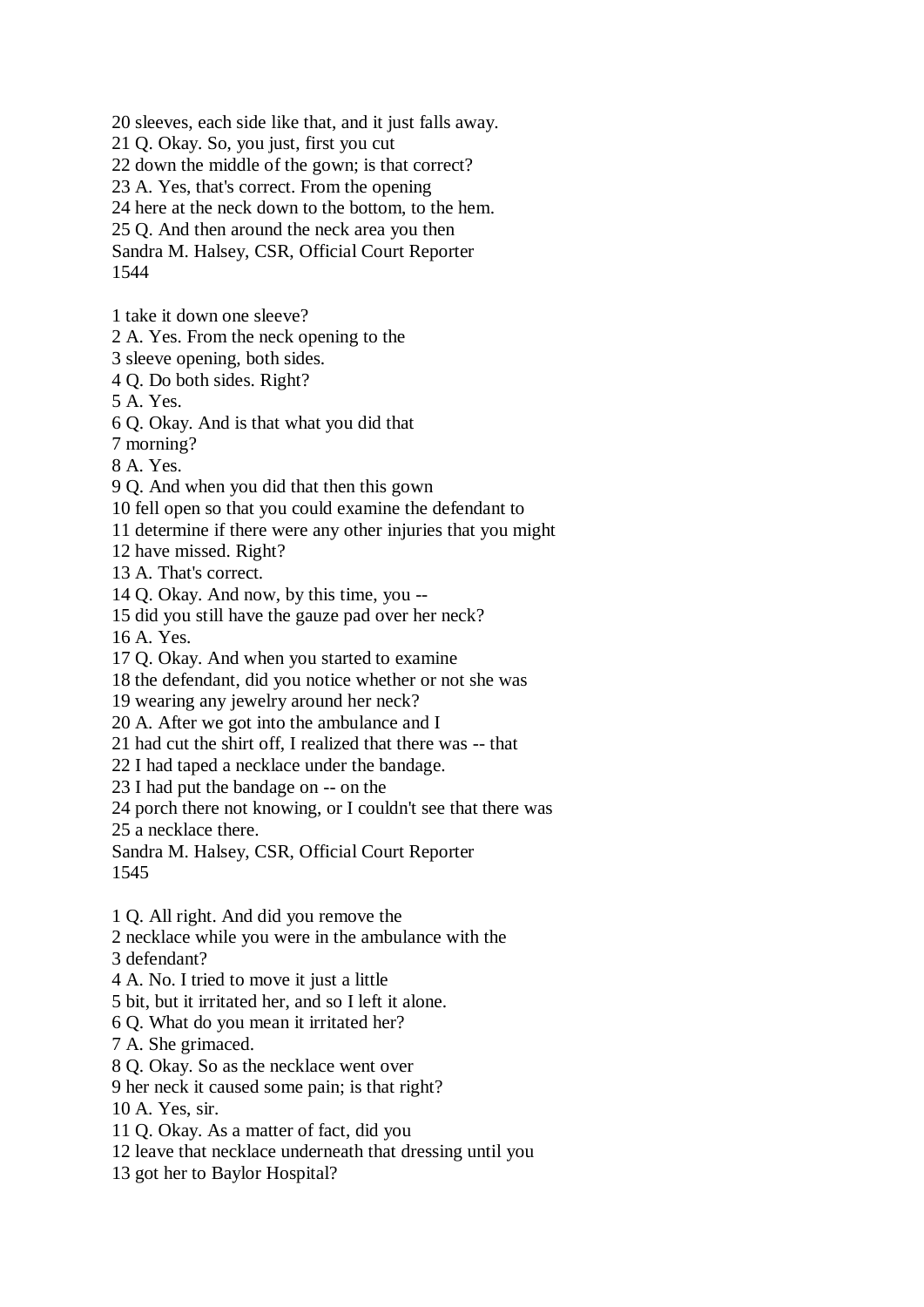20 sleeves, each side like that, and it just falls away.
21 Q. Okay. So, you just, first you cut
22 down the middle of the gown; is that correct?
23 A. Yes, that's correct. From the opening
24 here at the neck down to the bottom, to the hem.
25 Q. And then around the neck area you then
Sandra M. Halsey, CSR, Official Court Reporter
1544

1 take it down one sleeve?
2 A. Yes. From the neck opening to the
3 sleeve opening, both sides.
4 Q. Do both sides. Right?
5 A. Yes.
6 Q. Okay. And is that what you did that
7 morning?
8 A. Yes.
9 Q. And when you did that then this gown
10 fell open so that you could examine the defendant to
11 determine if there were any other injuries that you might
12 have missed. Right?
13 A. That's correct.
14 Q. Okay. And now, by this time, you --
15 did you still have the gauze pad over her neck?
16 A. Yes.
17 Q. Okay. And when you started to examine
18 the defendant, did you notice whether or not she was
19 wearing any jewelry around her neck?
20 A. After we got into the ambulance and I
21 had cut the shirt off, I realized that there was -- that
22 I had taped a necklace under the bandage.
23 I had put the bandage on -- on the
24 porch there not knowing, or I couldn't see that there was
25 a necklace there.
Sandra M. Halsey, CSR, Official Court Reporter
1545

1 Q. All right. And did you remove the
2 necklace while you were in the ambulance with the
3 defendant?
4 A. No. I tried to move it just a little
5 bit, but it irritated her, and so I left it alone.
6 Q. What do you mean it irritated her?
7 A. She grimaced.
8 Q. Okay. So as the necklace went over
9 her neck it caused some pain; is that right?
10 A. Yes, sir.
11 Q. Okay. As a matter of fact, did you
12 leave that necklace underneath that dressing until you
13 got her to Baylor Hospital?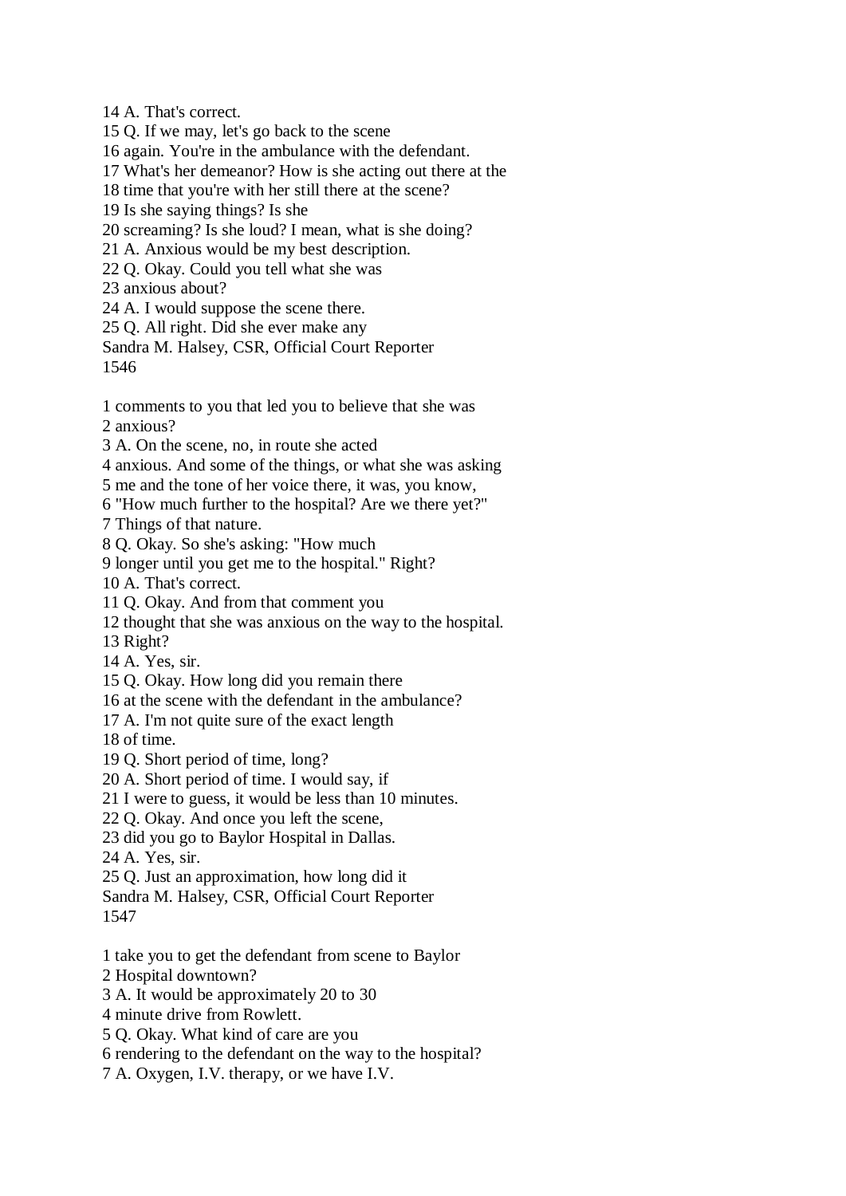14 A. That's correct.
15 Q. If we may, let's go back to the scene
16 again. You're in the ambulance with the defendant.
17 What's her demeanor? How is she acting out there at the
18 time that you're with her still there at the scene?
19 Is she saying things? Is she
20 screaming? Is she loud? I mean, what is she doing?
21 A. Anxious would be my best description.
22 Q. Okay. Could you tell what she was
23 anxious about?
24 A. I would suppose the scene there.
25 Q. All right. Did she ever make any

1 comments to you that led you to believe that she was
2 anxious?
3 A. On the scene, no, in route she acted
4 anxious. And some of the things, or what she was asking
5 me and the tone of her voice there, it was, you know,
6 "How much further to the hospital? Are we there yet?"
7 Things of that nature.
8 Q. Okay. So she's asking: "How much
9 longer until you get me to the hospital." Right?
10 A. That's correct.
11 Q. Okay. And from that comment you
12 thought that she was anxious on the way to the hospital.
13 Right?
14 A. Yes, sir.
15 Q. Okay. How long did you remain there
16 at the scene with the defendant in the ambulance?
17 A. I'm not quite sure of the exact length
18 of time.
19 Q. Short period of time, long?
20 A. Short period of time. I would say, if
21 I were to guess, it would be less than 10 minutes.
22 Q. Okay. And once you left the scene,
23 did you go to Baylor Hospital in Dallas.
24 A. Yes, sir.
25 Q. Just an approximation, how long did it

1 take you to get the defendant from scene to Baylor
2 Hospital downtown?
3 A. It would be approximately 20 to 30
4 minute drive from Rowlett.
5 Q. Okay. What kind of care are you
6 rendering to the defendant on the way to the hospital?
7 A. Oxygen, I.V. therapy, or we have I.V.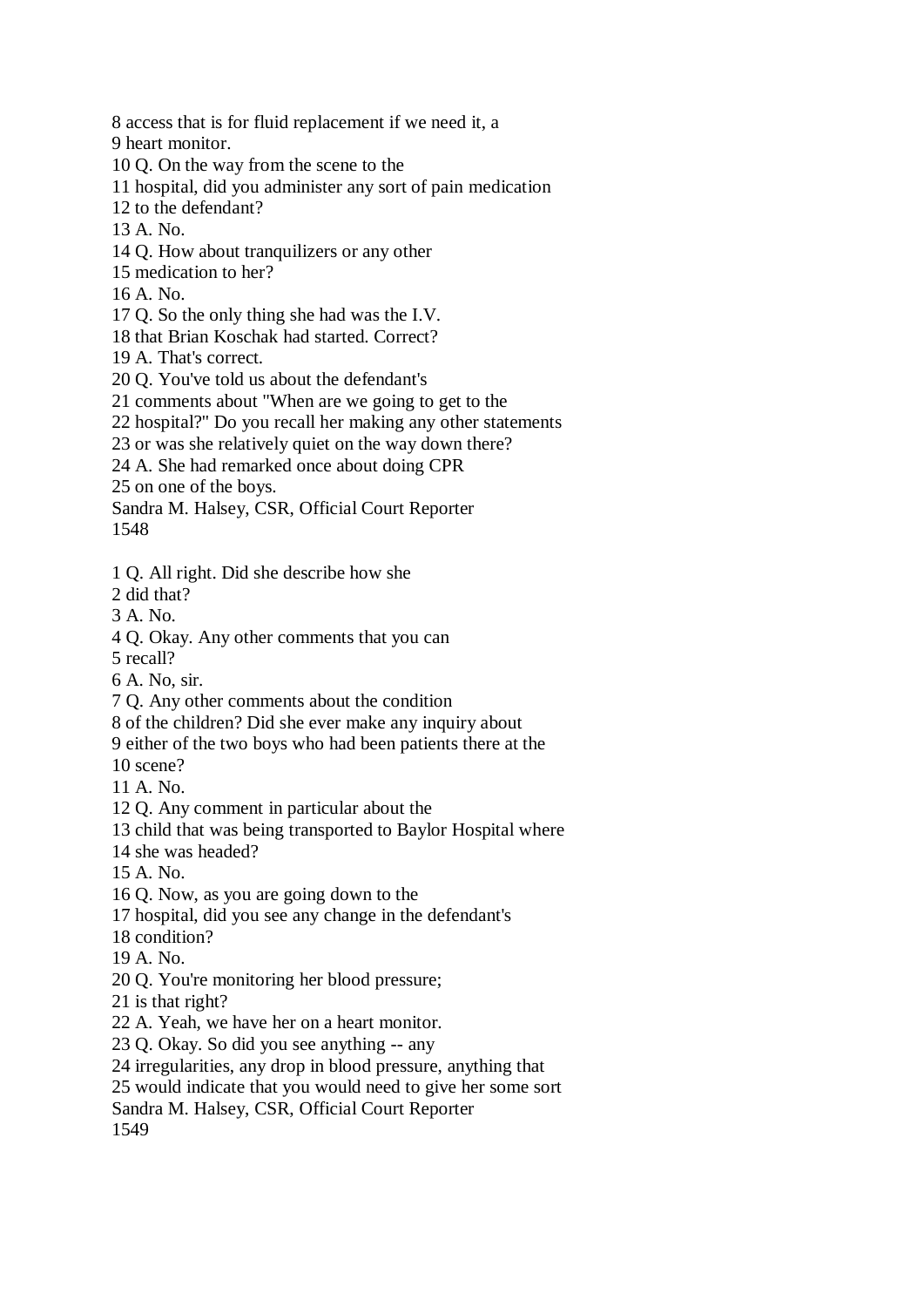8 access that is for fluid replacement if we need it, a
9 heart monitor.
10 Q. On the way from the scene to the
11 hospital, did you administer any sort of pain medication
12 to the defendant?
13 A. No.
14 Q. How about tranquilizers or any other
15 medication to her?
16 A. No.
17 Q. So the only thing she had was the I.V.
18 that Brian Koschak had started. Correct?
19 A. That's correct.
20 Q. You've told us about the defendant's
21 comments about "When are we going to get to the
22 hospital?" Do you recall her making any other statements
23 or was she relatively quiet on the way down there?
24 A. She had remarked once about doing CPR
25 on one of the boys.

1 Q. All right. Did she describe how she
2 did that?
3 A. No.
4 Q. Okay. Any other comments that you can
5 recall?
6 A. No, sir.
7 Q. Any other comments about the condition
8 of the children? Did she ever make any inquiry about
9 either of the two boys who had been patients there at the
10 scene?
11 A. No.
12 Q. Any comment in particular about the
13 child that was being transported to Baylor Hospital where
14 she was headed?
15 A. No.
16 Q. Now, as you are going down to the
17 hospital, did you see any change in the defendant's
18 condition?
19 A. No.
20 Q. You're monitoring her blood pressure;
21 is that right?
22 A. Yeah, we have her on a heart monitor.
23 Q. Okay. So did you see anything -- any
24 irregularities, any drop in blood pressure, anything that
25 would indicate that you would need to give her some sort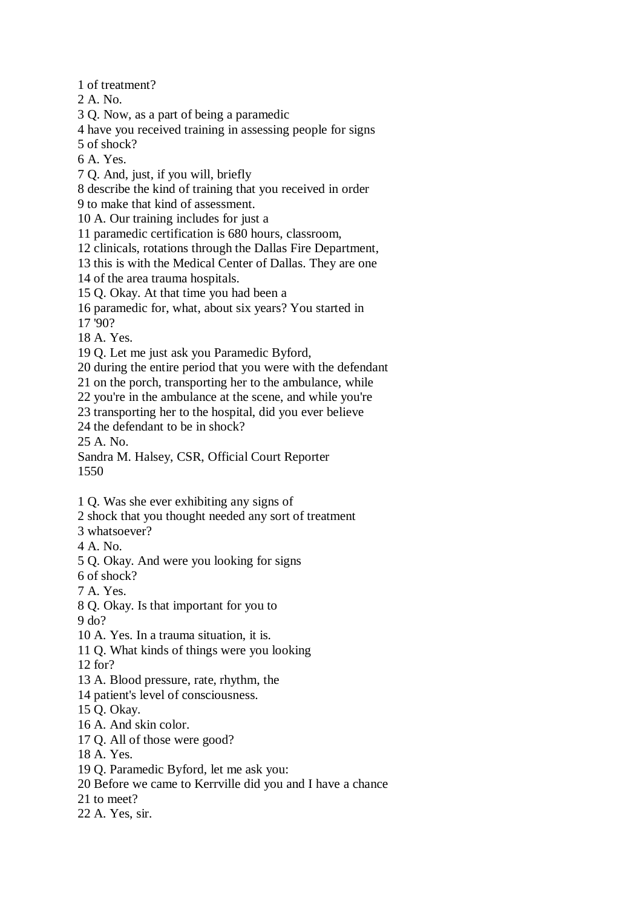1 of treatment?
2 A. No.
3 Q. Now, as a part of being a paramedic
4 have you received training in assessing people for signs
5 of shock?
6 A. Yes.
7 Q. And, just, if you will, briefly
8 describe the kind of training that you received in order
9 to make that kind of assessment.
10 A. Our training includes for just a
11 paramedic certification is 680 hours, classroom,
12 clinicals, rotations through the Dallas Fire Department,
13 this is with the Medical Center of Dallas. They are one
14 of the area trauma hospitals.
15 Q. Okay. At that time you had been a
16 paramedic for, what, about six years? You started in
17 '90?
18 A. Yes.
19 Q. Let me just ask you Paramedic Byford,
20 during the entire period that you were with the defendant
21 on the porch, transporting her to the ambulance, while
22 you're in the ambulance at the scene, and while you're
23 transporting her to the hospital, did you ever believe
24 the defendant to be in shock?
25 A. No.
Sandra M. Halsey, CSR, Official Court Reporter

1 Q. Was she ever exhibiting any signs of
2 shock that you thought needed any sort of treatment
3 whatsoever?
4 A. No.
5 Q. Okay. And were you looking for signs
6 of shock?
7 A. Yes.
8 Q. Okay. Is that important for you to
9 do?
10 A. Yes. In a trauma situation, it is.
11 Q. What kinds of things were you looking
12 for?
13 A. Blood pressure, rate, rhythm, the
14 patient's level of consciousness.
15 Q. Okay.
16 A. And skin color.
17 Q. All of those were good?
18 A. Yes.
19 Q. Paramedic Byford, let me ask you:
20 Before we came to Kerrville did you and I have a chance
21 to meet?
22 A. Yes, sir.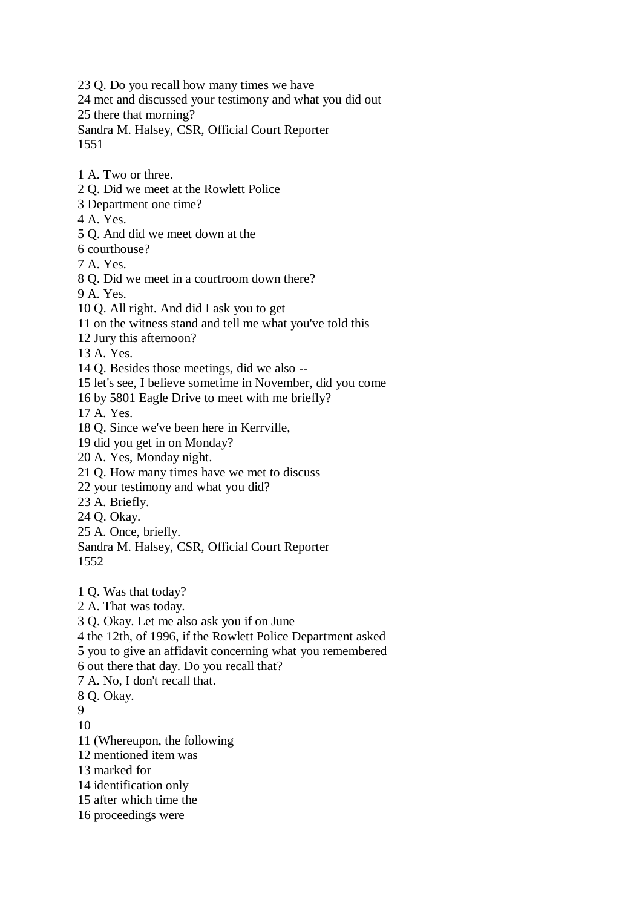23 Q. Do you recall how many times we have
24 met and discussed your testimony and what you did out
25 there that morning?
Sandra M. Halsey, CSR, Official Court Reporter

1 A. Two or three.
2 Q. Did we meet at the Rowlett Police
3 Department one time?
4 A. Yes.
5 Q. And did we meet down at the
6 courthouse?
7 A. Yes.
8 Q. Did we meet in a courtroom down there?
9 A. Yes.
10 Q. All right. And did I ask you to get
11 on the witness stand and tell me what you've told this
12 Jury this afternoon?
13 A. Yes.
14 Q. Besides those meetings, did we also --
15 let's see, I believe sometime in November, did you come
16 by 5801 Eagle Drive to meet with me briefly?
17 A. Yes.
18 Q. Since we've been here in Kerrville,
19 did you get in on Monday?
20 A. Yes, Monday night.
21 Q. How many times have we met to discuss
22 your testimony and what you did?
23 A. Briefly.
24 Q. Okay.
25 A. Once, briefly.
Sandra M. Halsey, CSR, Official Court Reporter

1 Q. Was that today?
2 A. That was today.
3 Q. Okay. Let me also ask you if on June
4 the 12th, of 1996, if the Rowlett Police Department asked
5 you to give an affidavit concerning what you remembered
6 out there that day. Do you recall that?
7 A. No, I don't recall that.
8 Q. Okay.
9
10
11 (Whereupon, the following
12 mentioned item was
13 marked for
14 identification only
15 after which time the
16 proceedings were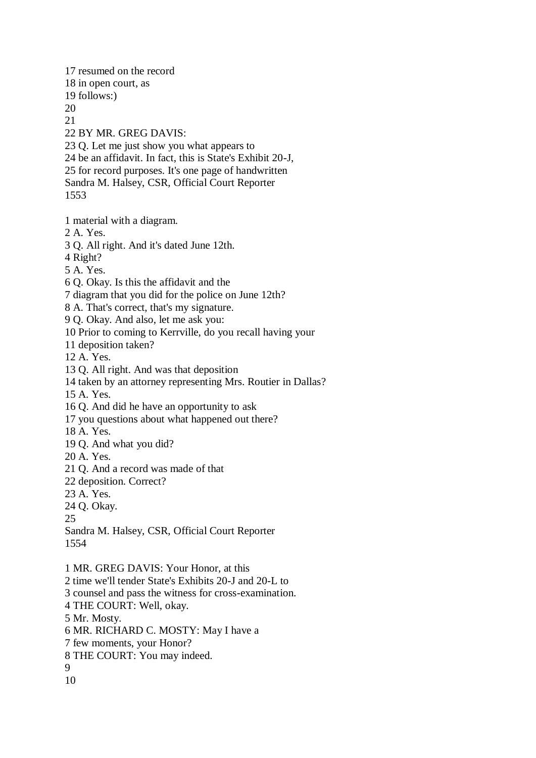17 resumed on the record
18 in open court, as
19 follows:)
20
21
22 BY MR. GREG DAVIS:
23 Q. Let me just show you what appears to
24 be an affidavit. In fact, this is State's Exhibit 20-J,
25 for record purposes. It's one page of handwritten

1 material with a diagram.
2 A. Yes.
3 Q. All right. And it's dated June 12th.
4 Right?
5 A. Yes.
6 Q. Okay. Is this the affidavit and the
7 diagram that you did for the police on June 12th?
8 A. That's correct, that's my signature.
9 Q. Okay. And also, let me ask you:
10 Prior to coming to Kerrville, do you recall having your
11 deposition taken?
12 A. Yes.
13 Q. All right. And was that deposition
14 taken by an attorney representing Mrs. Routier in Dallas?
15 A. Yes.
16 Q. And did he have an opportunity to ask
17 you questions about what happened out there?
18 A. Yes.
19 Q. And what you did?
20 A. Yes.
21 Q. And a record was made of that
22 deposition. Correct?
23 A. Yes.
24 Q. Okay.
25

1 MR. GREG DAVIS: Your Honor, at this
2 time we'll tender State's Exhibits 20-J and 20-L to
3 counsel and pass the witness for cross-examination.
4 THE COURT: Well, okay.
5 Mr. Mosty.
6 MR. RICHARD C. MOSTY: May I have a
7 few moments, your Honor?
8 THE COURT: You may indeed.
9
10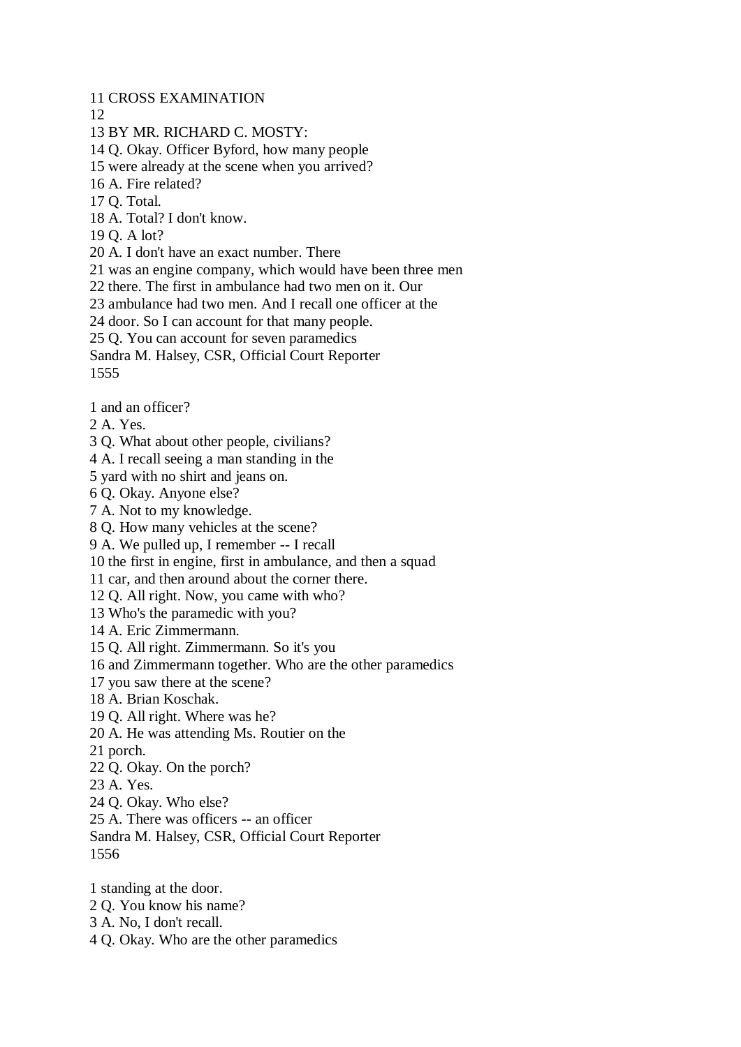11 CROSS EXAMINATION
12
13 BY MR. RICHARD C. MOSTY:
14 Q. Okay. Officer Byford, how many people
15 were already at the scene when you arrived?
16 A. Fire related?
17 Q. Total.
18 A. Total? I don't know.
19 Q. A lot?
20 A. I don't have an exact number. There
21 was an engine company, which would have been three men
22 there. The first in ambulance had two men on it. Our
23 ambulance had two men. And I recall one officer at the
24 door. So I can account for that many people.
25 Q. You can account for seven paramedics
Sandra M. Halsey, CSR, Official Court Reporter
1555

1 and an officer?
2 A. Yes.
3 Q. What about other people, civilians?
4 A. I recall seeing a man standing in the
5 yard with no shirt and jeans on.
6 Q. Okay. Anyone else?
7 A. Not to my knowledge.
8 Q. How many vehicles at the scene?
9 A. We pulled up, I remember -- I recall
10 the first in engine, first in ambulance, and then a squad
11 car, and then around about the corner there.
12 Q. All right. Now, you came with who?
13 Who's the paramedic with you?
14 A. Eric Zimmermann.
15 Q. All right. Zimmermann. So it's you
16 and Zimmermann together. Who are the other paramedics
17 you saw there at the scene?
18 A. Brian Koschak.
19 Q. All right. Where was he?
20 A. He was attending Ms. Routier on the
21 porch.
22 Q. Okay. On the porch?
23 A. Yes.
24 Q. Okay. Who else?
25 A. There was officers -- an officer
Sandra M. Halsey, CSR, Official Court Reporter
1556

1 standing at the door.
2 Q. You know his name?
3 A. No, I don't recall.
4 Q. Okay. Who are the other paramedics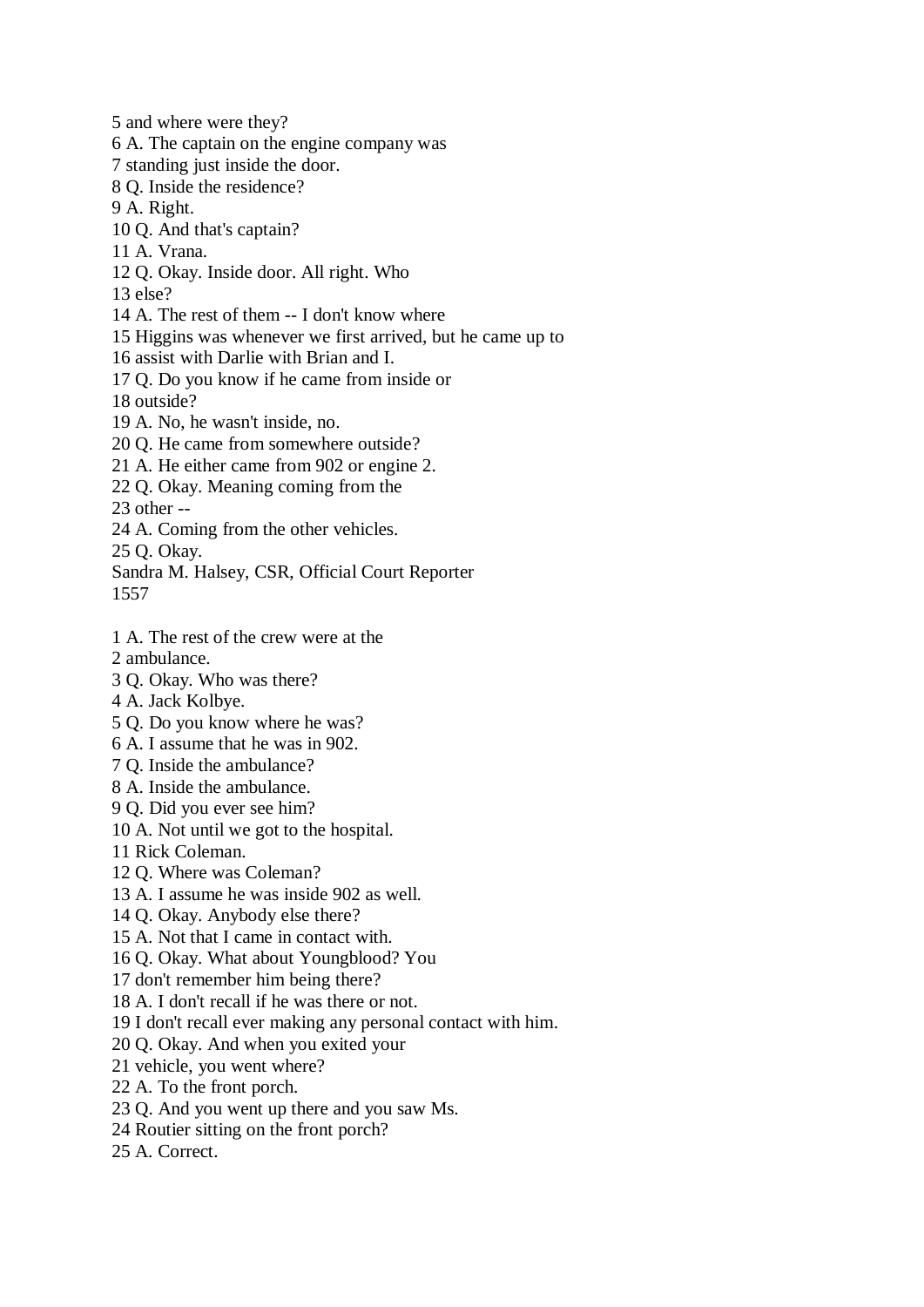5 and where were they?
6 A. The captain on the engine company was
7 standing just inside the door.
8 Q. Inside the residence?
9 A. Right.
10 Q. And that's captain?
11 A. Vrana.
12 Q. Okay. Inside door. All right. Who
13 else?
14 A. The rest of them -- I don't know where
15 Higgins was whenever we first arrived, but he came up to
16 assist with Darlie with Brian and I.
17 Q. Do you know if he came from inside or
18 outside?
19 A. No, he wasn't inside, no.
20 Q. He came from somewhere outside?
21 A. He either came from 902 or engine 2.
22 Q. Okay. Meaning coming from the
23 other --
24 A. Coming from the other vehicles.
25 Q. Okay.
Sandra M. Halsey, CSR, Official Court Reporter
1557

1 A. The rest of the crew were at the
2 ambulance.
3 Q. Okay. Who was there?
4 A. Jack Kolbye.
5 Q. Do you know where he was?
6 A. I assume that he was in 902.
7 Q. Inside the ambulance?
8 A. Inside the ambulance.
9 Q. Did you ever see him?
10 A. Not until we got to the hospital.
11 Rick Coleman.
12 Q. Where was Coleman?
13 A. I assume he was inside 902 as well.
14 Q. Okay. Anybody else there?
15 A. Not that I came in contact with.
16 Q. Okay. What about Youngblood? You
17 don't remember him being there?
18 A. I don't recall if he was there or not.
19 I don't recall ever making any personal contact with him.
20 Q. Okay. And when you exited your
21 vehicle, you went where?
22 A. To the front porch.
23 Q. And you went up there and you saw Ms.
24 Routier sitting on the front porch?
25 A. Correct.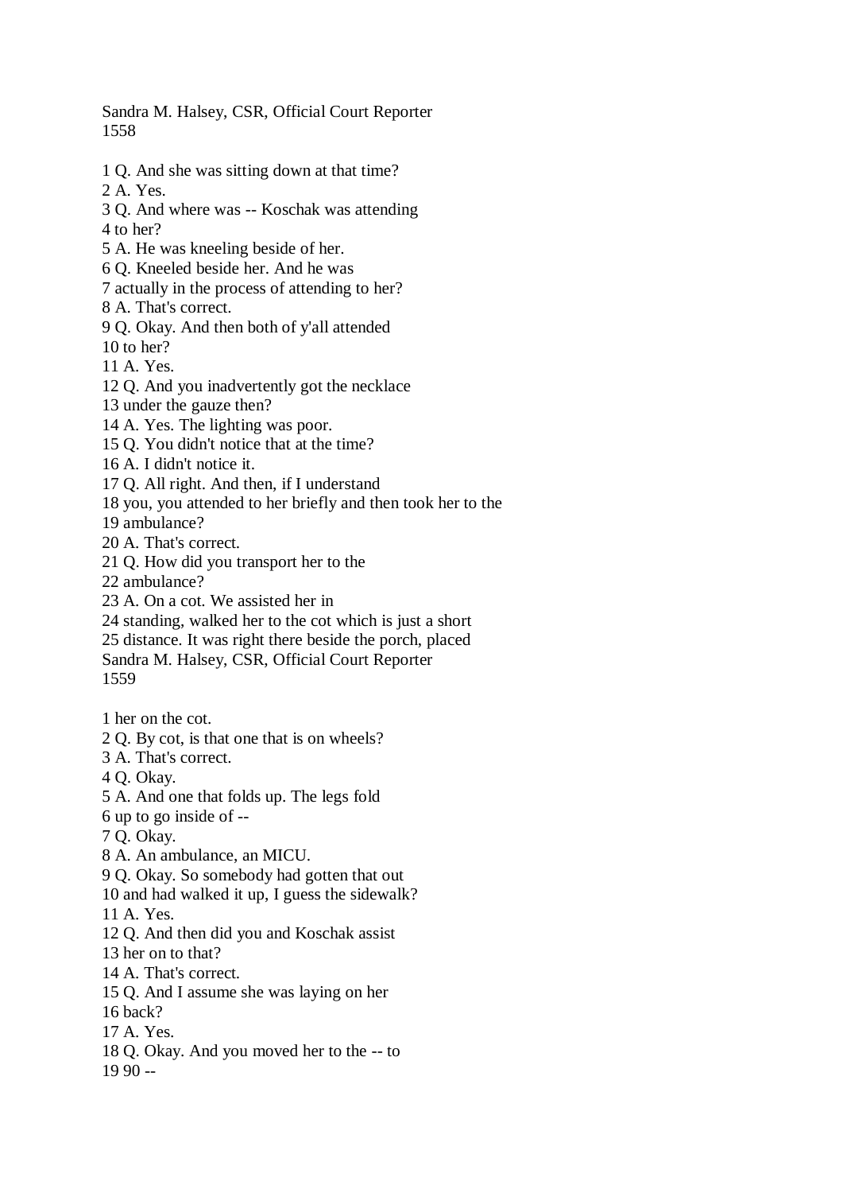1 Q. And she was sitting down at that time?
2 A. Yes.
3 Q. And where was -- Koschak was attending
4 to her?
5 A. He was kneeling beside of her.
6 Q. Kneeled beside her. And he was
7 actually in the process of attending to her?
8 A. That's correct.
9 Q. Okay. And then both of y'all attended
10 to her?
11 A. Yes.
12 Q. And you inadvertently got the necklace
13 under the gauze then?
14 A. Yes. The lighting was poor.
15 Q. You didn't notice that at the time?
16 A. I didn't notice it.
17 Q. All right. And then, if I understand
18 you, you attended to her briefly and then took her to the
19 ambulance?
20 A. That's correct.
21 Q. How did you transport her to the
22 ambulance?
23 A. On a cot. We assisted her in
24 standing, walked her to the cot which is just a short
25 distance. It was right there beside the porch, placed

1 her on the cot.
2 Q. By cot, is that one that is on wheels?
3 A. That's correct.
4 Q. Okay.
5 A. And one that folds up. The legs fold
6 up to go inside of --
7 Q. Okay.
8 A. An ambulance, an MICU.
9 Q. Okay. So somebody had gotten that out
10 and had walked it up, I guess the sidewalk?
11 A. Yes.
12 Q. And then did you and Koschak assist
13 her on to that?
14 A. That's correct.
15 Q. And I assume she was laying on her
16 back?
17 A. Yes.
18 Q. Okay. And you moved her to the -- to
19 90 --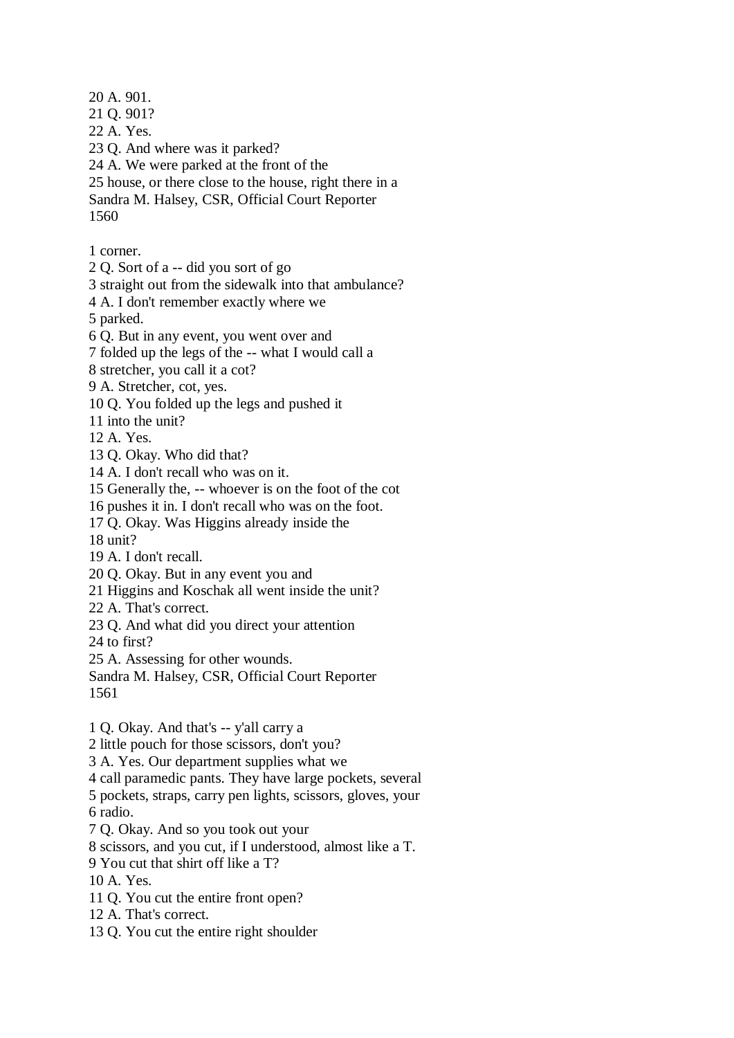20 A. 901.
21 Q. 901?
22 A. Yes.
23 Q. And where was it parked?
24 A. We were parked at the front of the
25 house, or there close to the house, right there in a

1 corner.
2 Q. Sort of a -- did you sort of go
3 straight out from the sidewalk into that ambulance?
4 A. I don't remember exactly where we
5 parked.
6 Q. But in any event, you went over and
7 folded up the legs of the -- what I would call a
8 stretcher, you call it a cot?
9 A. Stretcher, cot, yes.
10 Q. You folded up the legs and pushed it
11 into the unit?
12 A. Yes.
13 Q. Okay. Who did that?
14 A. I don't recall who was on it.
15 Generally the, -- whoever is on the foot of the cot
16 pushes it in. I don't recall who was on the foot.
17 Q. Okay. Was Higgins already inside the
18 unit?
19 A. I don't recall.
20 Q. Okay. But in any event you and
21 Higgins and Koschak all went inside the unit?
22 A. That's correct.
23 Q. And what did you direct your attention
24 to first?
25 A. Assessing for other wounds.

1 Q. Okay. And that's -- y'all carry a
2 little pouch for those scissors, don't you?
3 A. Yes. Our department supplies what we
4 call paramedic pants. They have large pockets, several
5 pockets, straps, carry pen lights, scissors, gloves, your
6 radio.
7 Q. Okay. And so you took out your
8 scissors, and you cut, if I understood, almost like a T.
9 You cut that shirt off like a T?
10 A. Yes.
11 Q. You cut the entire front open?
12 A. That's correct.
13 Q. You cut the entire right shoulder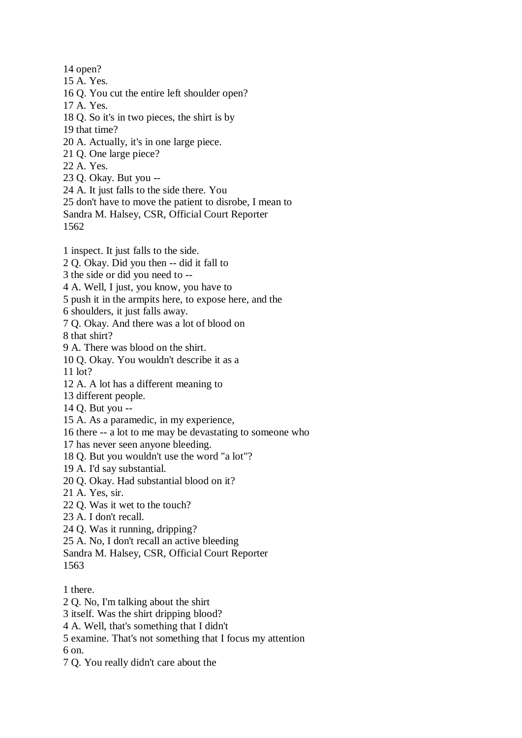14 open?
15 A. Yes.
16 Q. You cut the entire left shoulder open?
17 A. Yes.
18 Q. So it's in two pieces, the shirt is by
19 that time?
20 A. Actually, it's in one large piece.
21 Q. One large piece?
22 A. Yes.
23 Q. Okay. But you --
24 A. It just falls to the side there. You
25 don't have to move the patient to disrobe, I mean to

1 inspect. It just falls to the side.
2 Q. Okay. Did you then -- did it fall to
3 the side or did you need to --
4 A. Well, I just, you know, you have to
5 push it in the armpits here, to expose here, and the
6 shoulders, it just falls away.
7 Q. Okay. And there was a lot of blood on
8 that shirt?
9 A. There was blood on the shirt.
10 Q. Okay. You wouldn't describe it as a
11 lot?
12 A. A lot has a different meaning to
13 different people.
14 Q. But you --
15 A. As a paramedic, in my experience,
16 there -- a lot to me may be devastating to someone who
17 has never seen anyone bleeding.
18 Q. But you wouldn't use the word "a lot"?
19 A. I'd say substantial.
20 Q. Okay. Had substantial blood on it?
21 A. Yes, sir.
22 Q. Was it wet to the touch?
23 A. I don't recall.
24 Q. Was it running, dripping?
25 A. No, I don't recall an active bleeding

1 there.
2 Q. No, I'm talking about the shirt
3 itself. Was the shirt dripping blood?
4 A. Well, that's something that I didn't
5 examine. That's not something that I focus my attention
6 on.
7 Q. You really didn't care about the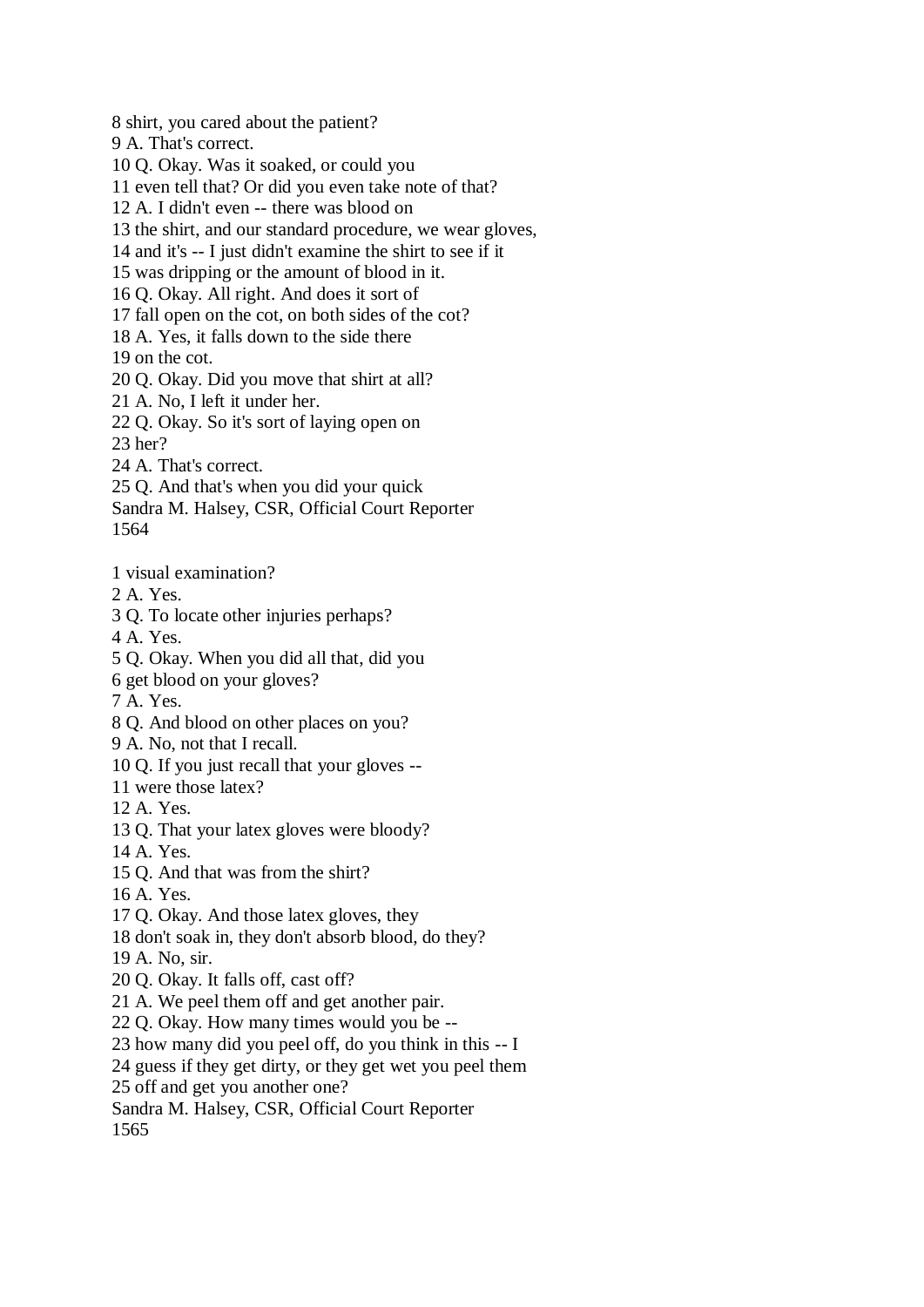8 shirt, you cared about the patient?
9 A. That's correct.
10 Q. Okay. Was it soaked, or could you
11 even tell that? Or did you even take note of that?
12 A. I didn't even -- there was blood on
13 the shirt, and our standard procedure, we wear gloves,
14 and it's -- I just didn't examine the shirt to see if it
15 was dripping or the amount of blood in it.
16 Q. Okay. All right. And does it sort of
17 fall open on the cot, on both sides of the cot?
18 A. Yes, it falls down to the side there
19 on the cot.
20 Q. Okay. Did you move that shirt at all?
21 A. No, I left it under her.
22 Q. Okay. So it's sort of laying open on
23 her?
24 A. That's correct.
25 Q. And that's when you did your quick
Sandra M. Halsey, CSR, Official Court Reporter

1 visual examination?
2 A. Yes.
3 Q. To locate other injuries perhaps?
4 A. Yes.
5 Q. Okay. When you did all that, did you
6 get blood on your gloves?
7 A. Yes.
8 Q. And blood on other places on you?
9 A. No, not that I recall.
10 Q. If you just recall that your gloves --
11 were those latex?
12 A. Yes.
13 Q. That your latex gloves were bloody?
14 A. Yes.
15 Q. And that was from the shirt?
16 A. Yes.
17 Q. Okay. And those latex gloves, they
18 don't soak in, they don't absorb blood, do they?
19 A. No, sir.
20 Q. Okay. It falls off, cast off?
21 A. We peel them off and get another pair.
22 Q. Okay. How many times would you be --
23 how many did you peel off, do you think in this -- I
24 guess if they get dirty, or they get wet you peel them
25 off and get you another one?
Sandra M. Halsey, CSR, Official Court Reporter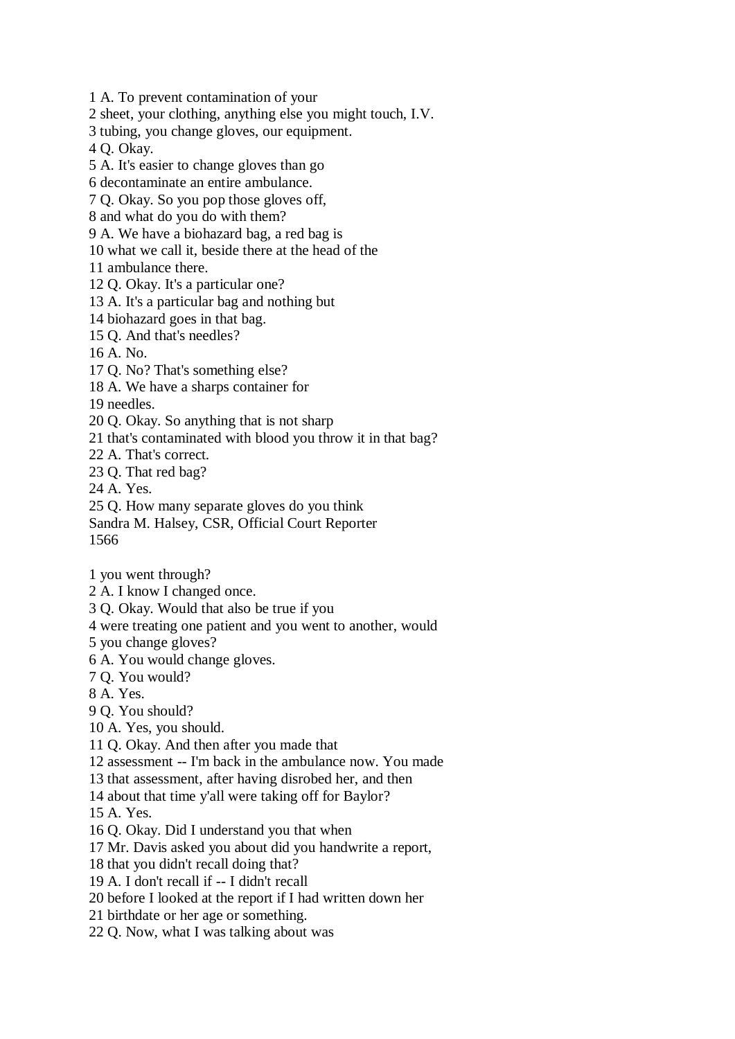1 A. To prevent contamination of your
2 sheet, your clothing, anything else you might touch, I.V.
3 tubing, you change gloves, our equipment.
4 Q. Okay.
5 A. It's easier to change gloves than go
6 decontaminate an entire ambulance.
7 Q. Okay. So you pop those gloves off,
8 and what do you do with them?
9 A. We have a biohazard bag, a red bag is
10 what we call it, beside there at the head of the
11 ambulance there.
12 Q. Okay. It's a particular one?
13 A. It's a particular bag and nothing but
14 biohazard goes in that bag.
15 Q. And that's needles?
16 A. No.
17 Q. No? That's something else?
18 A. We have a sharps container for
19 needles.
20 Q. Okay. So anything that is not sharp
21 that's contaminated with blood you throw it in that bag?
22 A. That's correct.
23 Q. That red bag?
24 A. Yes.
25 Q. How many separate gloves do you think

1 you went through?
2 A. I know I changed once.
3 Q. Okay. Would that also be true if you
4 were treating one patient and you went to another, would
5 you change gloves?
6 A. You would change gloves.
7 Q. You would?
8 A. Yes.
9 Q. You should?
10 A. Yes, you should.
11 Q. Okay. And then after you made that
12 assessment -- I'm back in the ambulance now. You made
13 that assessment, after having disrobed her, and then
14 about that time y'all were taking off for Baylor?
15 A. Yes.
16 Q. Okay. Did I understand you that when
17 Mr. Davis asked you about did you handwrite a report,
18 that you didn't recall doing that?
19 A. I don't recall if -- I didn't recall
20 before I looked at the report if I had written down her
21 birthdate or her age or something.
22 Q. Now, what I was talking about was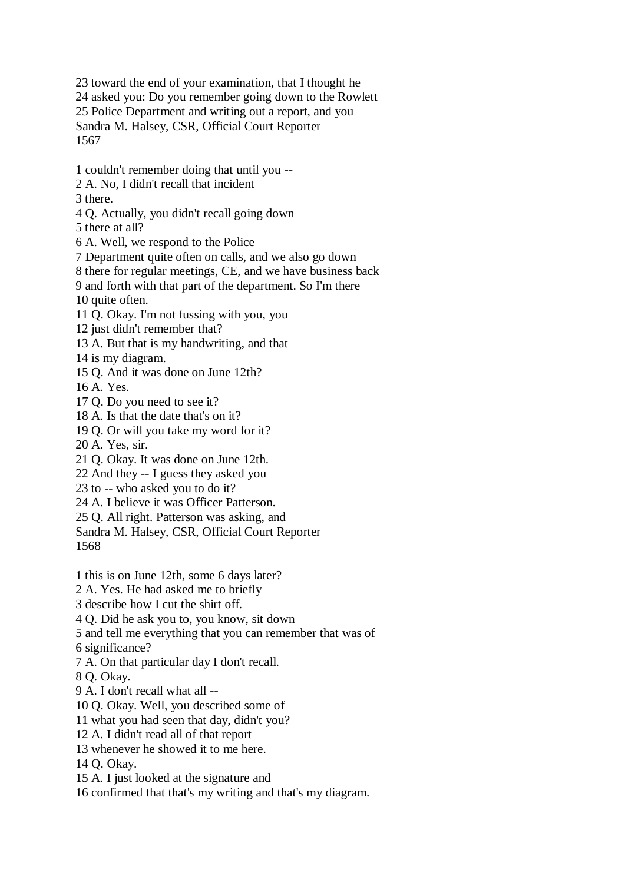23 toward the end of your examination, that I thought he
24 asked you: Do you remember going down to the Rowlett
25 Police Department and writing out a report, and you

1 couldn't remember doing that until you --
2 A. No, I didn't recall that incident
3 there.
4 Q. Actually, you didn't recall going down
5 there at all?
6 A. Well, we respond to the Police
7 Department quite often on calls, and we also go down
8 there for regular meetings, CE, and we have business back
9 and forth with that part of the department. So I'm there
10 quite often.
11 Q. Okay. I'm not fussing with you, you
12 just didn't remember that?
13 A. But that is my handwriting, and that
14 is my diagram.
15 Q. And it was done on June 12th?
16 A. Yes.
17 Q. Do you need to see it?
18 A. Is that the date that's on it?
19 Q. Or will you take my word for it?
20 A. Yes, sir.
21 Q. Okay. It was done on June 12th.
22 And they -- I guess they asked you
23 to -- who asked you to do it?
24 A. I believe it was Officer Patterson.
25 Q. All right. Patterson was asking, and

1 this is on June 12th, some 6 days later?
2 A. Yes. He had asked me to briefly
3 describe how I cut the shirt off.
4 Q. Did he ask you to, you know, sit down
5 and tell me everything that you can remember that was of
6 significance?
7 A. On that particular day I don't recall.
8 Q. Okay.
9 A. I don't recall what all --
10 Q. Okay. Well, you described some of
11 what you had seen that day, didn't you?
12 A. I didn't read all of that report
13 whenever he showed it to me here.
14 Q. Okay.
15 A. I just looked at the signature and
16 confirmed that that's my writing and that's my diagram.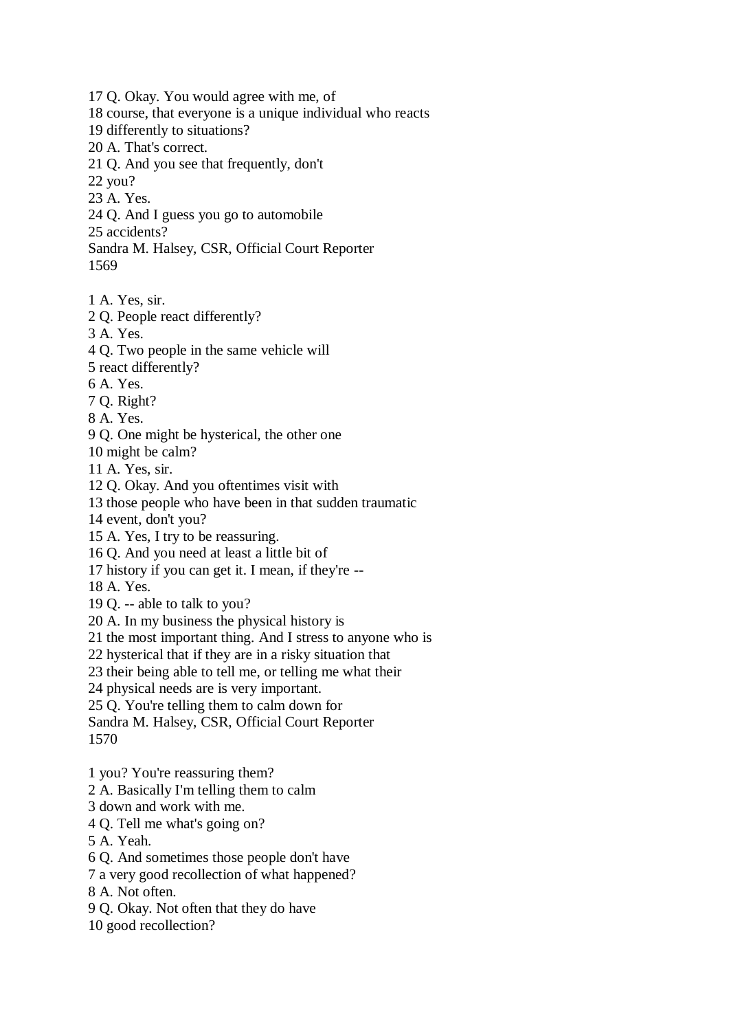17 Q. Okay. You would agree with me, of
18 course, that everyone is a unique individual who reacts
19 differently to situations?
20 A. That's correct.
21 Q. And you see that frequently, don't
22 you?
23 A. Yes.
24 Q. And I guess you go to automobile
25 accidents?

1 A. Yes, sir.
2 Q. People react differently?
3 A. Yes.
4 Q. Two people in the same vehicle will
5 react differently?
6 A. Yes.
7 Q. Right?
8 A. Yes.
9 Q. One might be hysterical, the other one
10 might be calm?
11 A. Yes, sir.
12 Q. Okay. And you oftentimes visit with
13 those people who have been in that sudden traumatic
14 event, don't you?
15 A. Yes, I try to be reassuring.
16 Q. And you need at least a little bit of
17 history if you can get it. I mean, if they're --
18 A. Yes.
19 Q. -- able to talk to you?
20 A. In my business the physical history is
21 the most important thing. And I stress to anyone who is
22 hysterical that if they are in a risky situation that
23 their being able to tell me, or telling me what their
24 physical needs are is very important.
25 Q. You're telling them to calm down for

1 you? You're reassuring them?
2 A. Basically I'm telling them to calm
3 down and work with me.
4 Q. Tell me what's going on?
5 A. Yeah.
6 Q. And sometimes those people don't have
7 a very good recollection of what happened?
8 A. Not often.
9 Q. Okay. Not often that they do have
10 good recollection?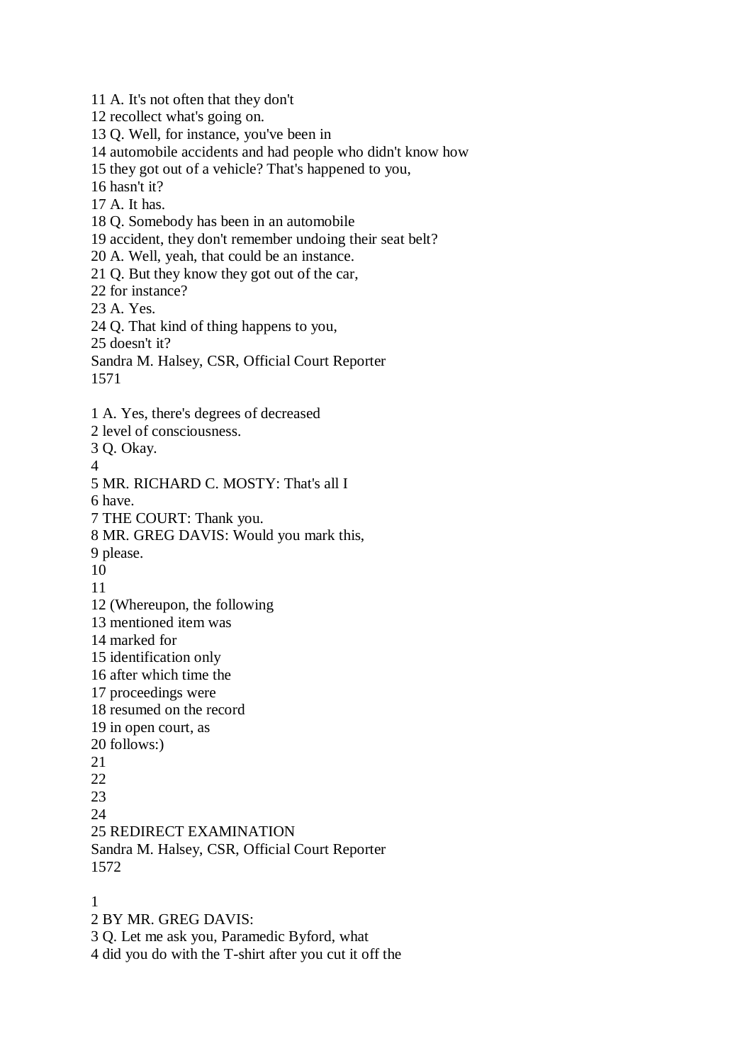11 A. It's not often that they don't
12 recollect what's going on.
13 Q. Well, for instance, you've been in
14 automobile accidents and had people who didn't know how
15 they got out of a vehicle? That's happened to you,
16 hasn't it?
17 A. It has.
18 Q. Somebody has been in an automobile
19 accident, they don't remember undoing their seat belt?
20 A. Well, yeah, that could be an instance.
21 Q. But they know they got out of the car,
22 for instance?
23 A. Yes.
24 Q. That kind of thing happens to you,
25 doesn't it?

1 A. Yes, there's degrees of decreased
2 level of consciousness.
3 Q. Okay.
4
5 MR. RICHARD C. MOSTY: That's all I
6 have.
7 THE COURT: Thank you.
8 MR. GREG DAVIS: Would you mark this,
9 please.
10
11
12 (Whereupon, the following
13 mentioned item was
14 marked for
15 identification only
16 after which time the
17 proceedings were
18 resumed on the record
19 in open court, as
20 follows:)
21
22
23
24
25 REDIRECT EXAMINATION

1
2 BY MR. GREG DAVIS:
3 Q. Let me ask you, Paramedic Byford, what
4 did you do with the T-shirt after you cut it off the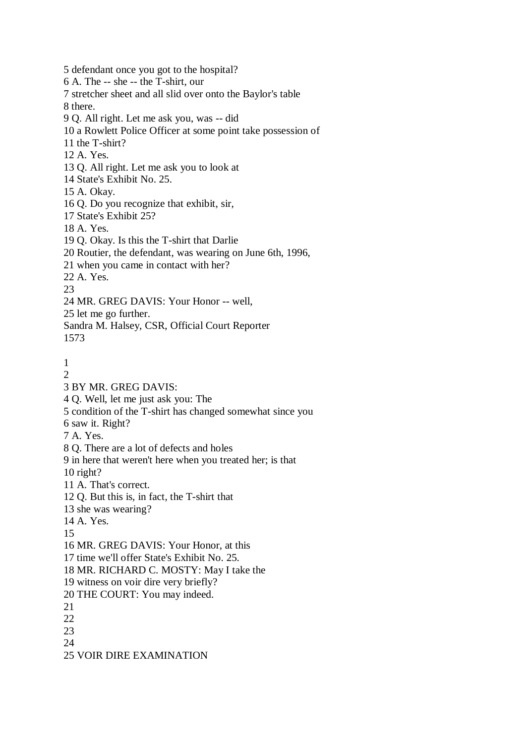5 defendant once you got to the hospital?
6 A. The -- she -- the T-shirt, our
7 stretcher sheet and all slid over onto the Baylor's table
8 there.
9 Q. All right. Let me ask you, was -- did
10 a Rowlett Police Officer at some point take possession of
11 the T-shirt?
12 A. Yes.
13 Q. All right. Let me ask you to look at
14 State's Exhibit No. 25.
15 A. Okay.
16 Q. Do you recognize that exhibit, sir,
17 State's Exhibit 25?
18 A. Yes.
19 Q. Okay. Is this the T-shirt that Darlie
20 Routier, the defendant, was wearing on June 6th, 1996,
21 when you came in contact with her?
22 A. Yes.
23
24 MR. GREG DAVIS: Your Honor -- well,
25 let me go further.
Sandra M. Halsey, CSR, Official Court Reporter
1573

1
2
3 BY MR. GREG DAVIS:
4 Q. Well, let me just ask you: The
5 condition of the T-shirt has changed somewhat since you
6 saw it. Right?
7 A. Yes.
8 Q. There are a lot of defects and holes
9 in here that weren't here when you treated her; is that
10 right?
11 A. That's correct.
12 Q. But this is, in fact, the T-shirt that
13 she was wearing?
14 A. Yes.
15
16 MR. GREG DAVIS: Your Honor, at this
17 time we'll offer State's Exhibit No. 25.
18 MR. RICHARD C. MOSTY: May I take the
19 witness on voir dire very briefly?
20 THE COURT: You may indeed.
21
22
23
24
25 VOIR DIRE EXAMINATION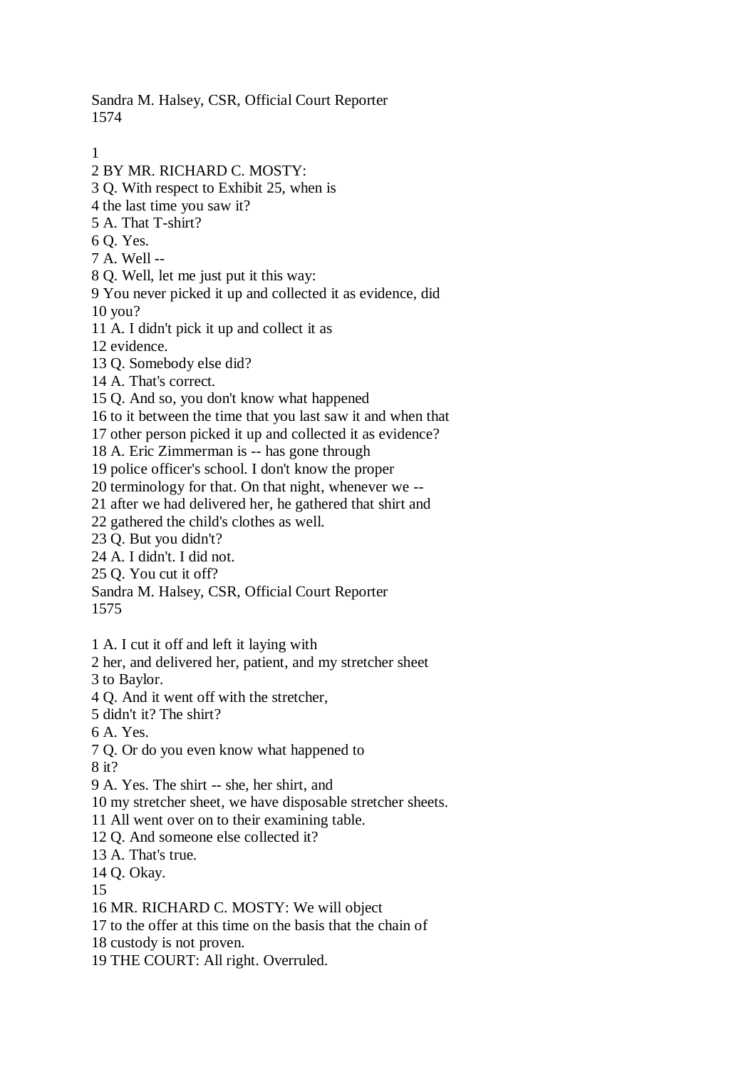1
2 BY MR. RICHARD C. MOSTY:
3 Q. With respect to Exhibit 25, when is
4 the last time you saw it?
5 A. That T-shirt?
6 Q. Yes.
7 A. Well --
8 Q. Well, let me just put it this way:
9 You never picked it up and collected it as evidence, did
10 you?
11 A. I didn't pick it up and collect it as
12 evidence.
13 Q. Somebody else did?
14 A. That's correct.
15 Q. And so, you don't know what happened
16 to it between the time that you last saw it and when that
17 other person picked it up and collected it as evidence?
18 A. Eric Zimmerman is -- has gone through
19 police officer's school. I don't know the proper
20 terminology for that. On that night, whenever we --
21 after we had delivered her, he gathered that shirt and
22 gathered the child's clothes as well.
23 Q. But you didn't?
24 A. I didn't. I did not.
25 Q. You cut it off?

1 A. I cut it off and left it laying with
2 her, and delivered her, patient, and my stretcher sheet
3 to Baylor.
4 Q. And it went off with the stretcher,
5 didn't it? The shirt?
6 A. Yes.
7 Q. Or do you even know what happened to
8 it?
9 A. Yes. The shirt -- she, her shirt, and
10 my stretcher sheet, we have disposable stretcher sheets.
11 All went over on to their examining table.
12 Q. And someone else collected it?
13 A. That's true.
14 Q. Okay.
15
16 MR. RICHARD C. MOSTY: We will object
17 to the offer at this time on the basis that the chain of
18 custody is not proven.
19 THE COURT: All right. Overruled.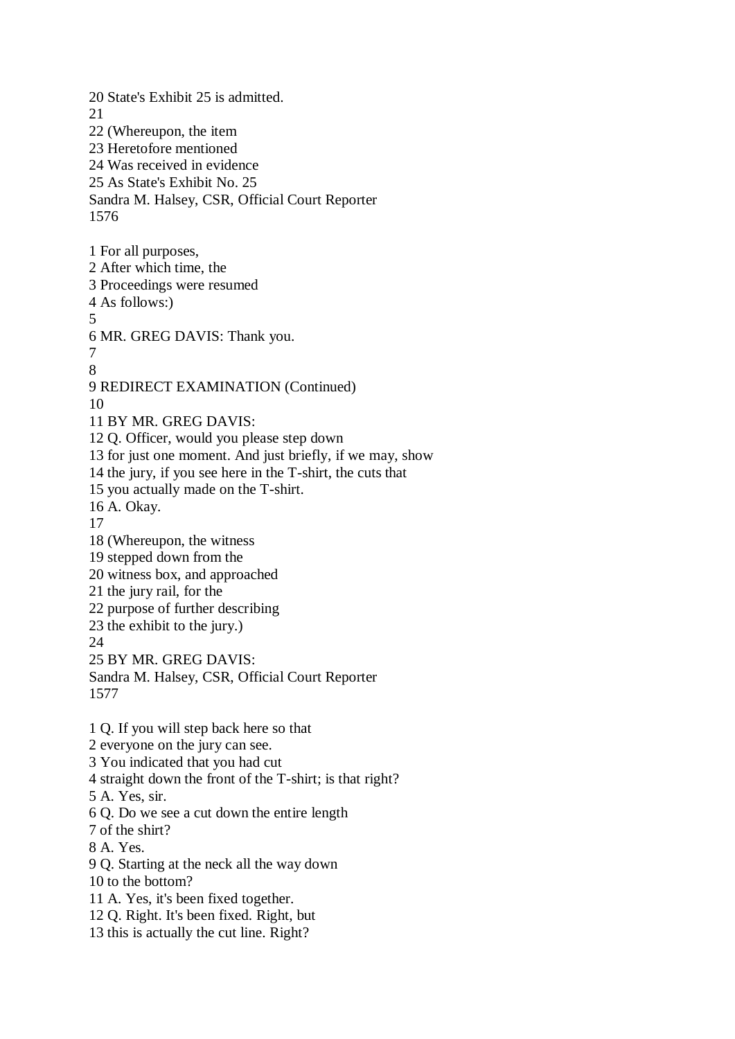20 State's Exhibit 25 is admitted.
21
22 (Whereupon, the item
23 Heretofore mentioned
24 Was received in evidence
25 As State's Exhibit No. 25
Sandra M. Halsey, CSR, Official Court Reporter
1576

1 For all purposes,
2 After which time, the
3 Proceedings were resumed
4 As follows:)
5
6 MR. GREG DAVIS: Thank you.
7
8
9 REDIRECT EXAMINATION (Continued)
10
11 BY MR. GREG DAVIS:
12 Q. Officer, would you please step down
13 for just one moment. And just briefly, if we may, show
14 the jury, if you see here in the T-shirt, the cuts that
15 you actually made on the T-shirt.
16 A. Okay.
17
18 (Whereupon, the witness
19 stepped down from the
20 witness box, and approached
21 the jury rail, for the
22 purpose of further describing
23 the exhibit to the jury.)
24
25 BY MR. GREG DAVIS:
Sandra M. Halsey, CSR, Official Court Reporter
1577

1 Q. If you will step back here so that
2 everyone on the jury can see.
3 You indicated that you had cut
4 straight down the front of the T-shirt; is that right?
5 A. Yes, sir.
6 Q. Do we see a cut down the entire length
7 of the shirt?
8 A. Yes.
9 Q. Starting at the neck all the way down
10 to the bottom?
11 A. Yes, it's been fixed together.
12 Q. Right. It's been fixed. Right, but
13 this is actually the cut line. Right?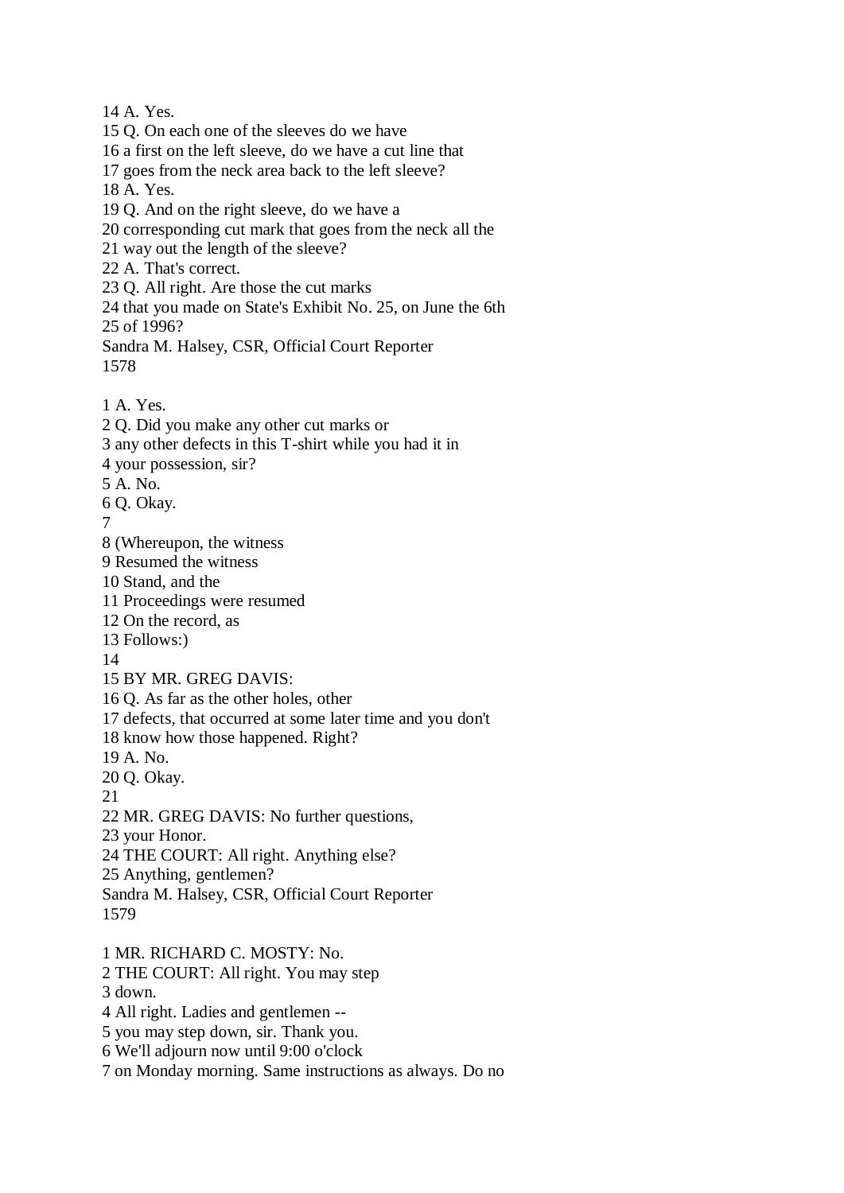14 A. Yes.
15 Q. On each one of the sleeves do we have
16 a first on the left sleeve, do we have a cut line that
17 goes from the neck area back to the left sleeve?
18 A. Yes.
19 Q. And on the right sleeve, do we have a
20 corresponding cut mark that goes from the neck all the
21 way out the length of the sleeve?
22 A. That's correct.
23 Q. All right. Are those the cut marks
24 that you made on State's Exhibit No. 25, on June the 6th
25 of 1996?
Sandra M. Halsey, CSR, Official Court Reporter
1578

1 A. Yes.
2 Q. Did you make any other cut marks or
3 any other defects in this T-shirt while you had it in
4 your possession, sir?
5 A. No.
6 Q. Okay.
7
8 (Whereupon, the witness
9 Resumed the witness
10 Stand, and the
11 Proceedings were resumed
12 On the record, as
13 Follows:)
14
15 BY MR. GREG DAVIS:
16 Q. As far as the other holes, other
17 defects, that occurred at some later time and you don't
18 know how those happened. Right?
19 A. No.
20 Q. Okay.
21
22 MR. GREG DAVIS: No further questions,
23 your Honor.
24 THE COURT: All right. Anything else?
25 Anything, gentlemen?
Sandra M. Halsey, CSR, Official Court Reporter
1579

1 MR. RICHARD C. MOSTY: No.
2 THE COURT: All right. You may step
3 down.
4 All right. Ladies and gentlemen --
5 you may step down, sir. Thank you.
6 We'll adjourn now until 9:00 o'clock
7 on Monday morning. Same instructions as always. Do no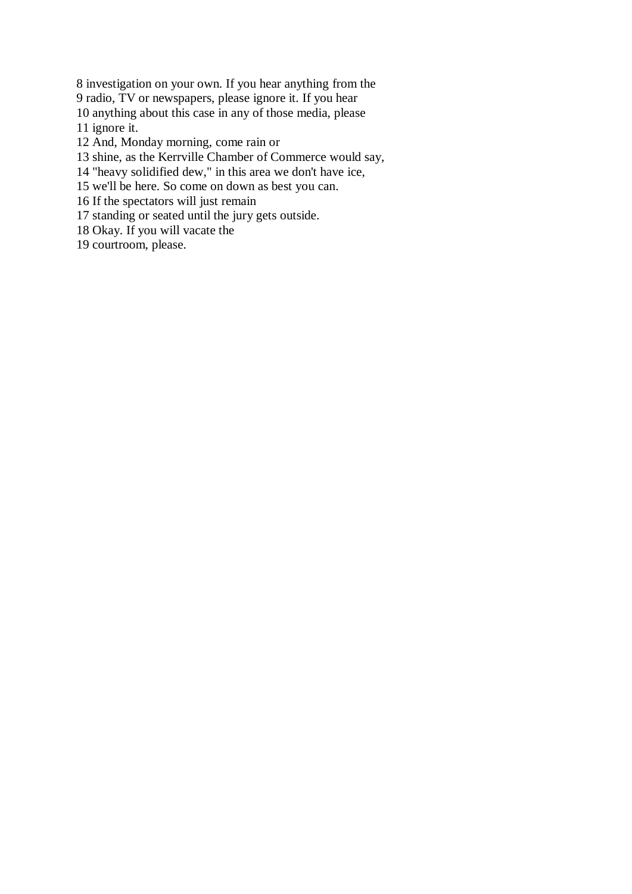8 investigation on your own. If you hear anything from the
9 radio, TV or newspapers, please ignore it. If you hear
10 anything about this case in any of those media, please
11 ignore it.
12 And, Monday morning, come rain or
13 shine, as the Kerrville Chamber of Commerce would say,
14 "heavy solidified dew," in this area we don't have ice,
15 we'll be here. So come on down as best you can.
16 If the spectators will just remain
17 standing or seated until the jury gets outside.
18 Okay. If you will vacate the
19 courtroom, please.